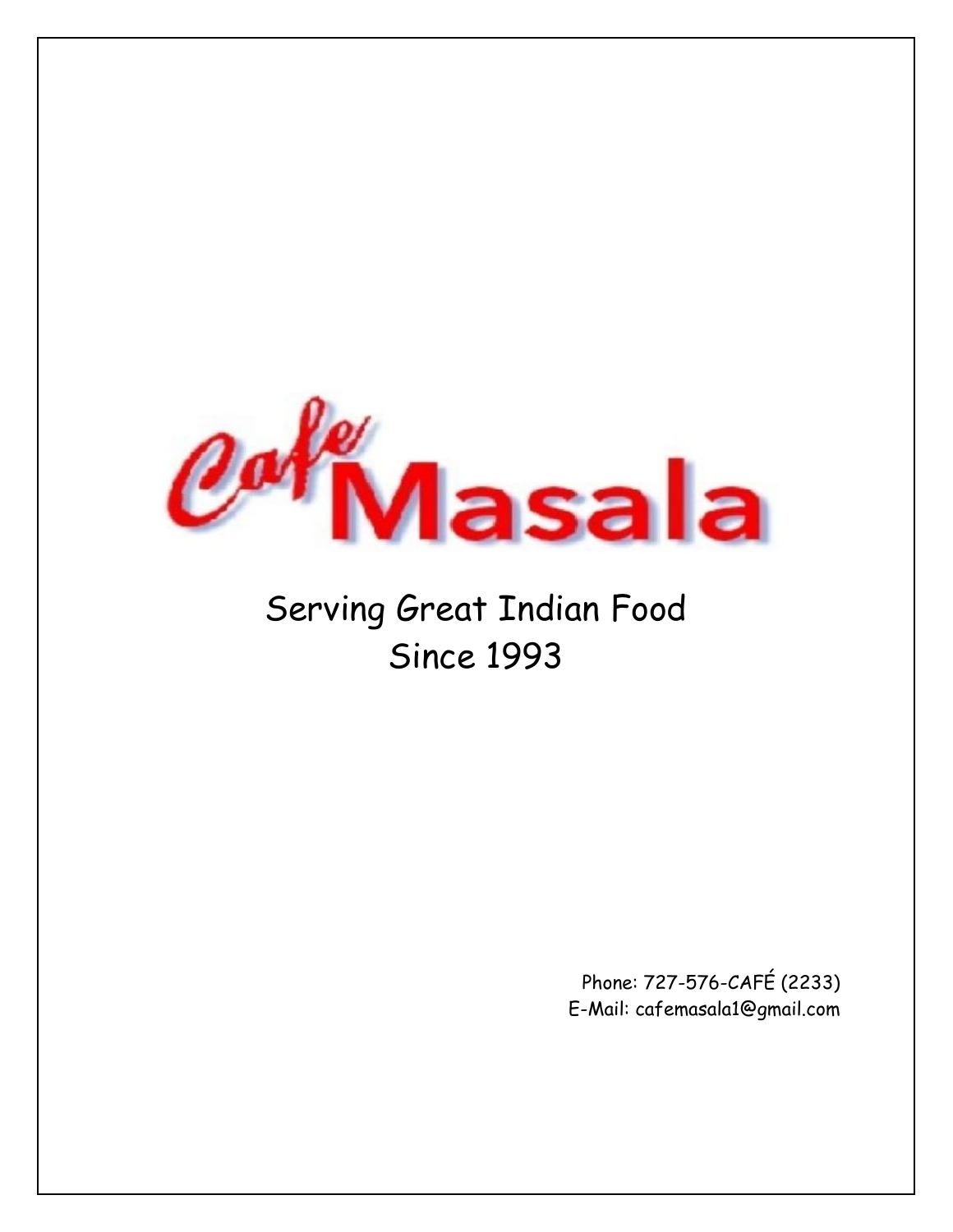# Cafe Masala

Serving Great Indian Food
Since 1993

Phone: 727-576-CAFÉ (2233)
E-Mail: cafemasala1@gmail.com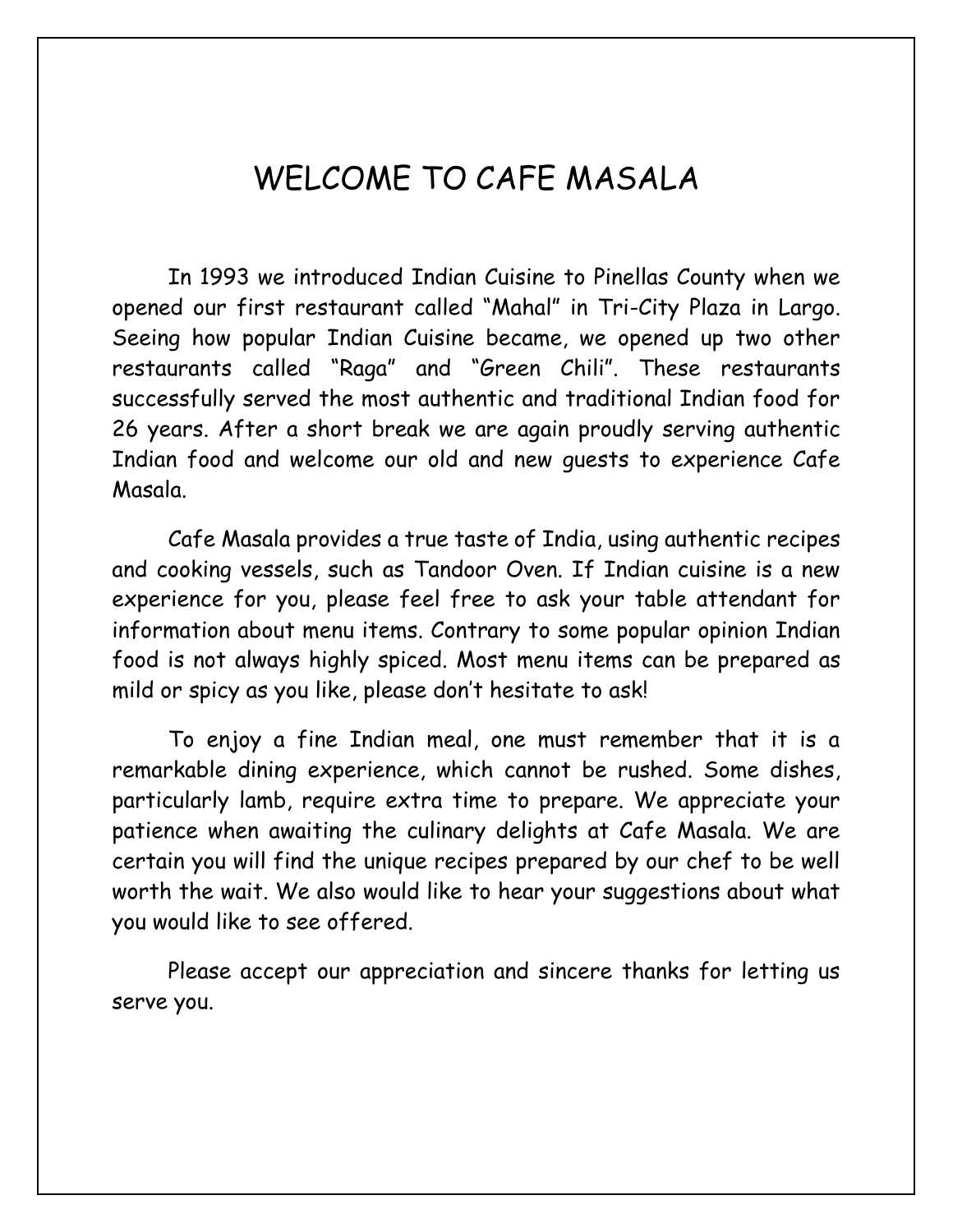# WELCOME TO CAFE MASALA

In 1993 we introduced Indian Cuisine to Pinellas County when we opened our first restaurant called "Mahal" in Tri-City Plaza in Largo. Seeing how popular Indian Cuisine became, we opened up two other restaurants called "Raga" and "Green Chili". These restaurants successfully served the most authentic and traditional Indian food for 26 years. After a short break we are again proudly serving authentic Indian food and welcome our old and new guests to experience Cafe Masala.

Cafe Masala provides a true taste of India, using authentic recipes and cooking vessels, such as Tandoor Oven. If Indian cuisine is a new experience for you, please feel free to ask your table attendant for information about menu items. Contrary to some popular opinion Indian food is not always highly spiced. Most menu items can be prepared as mild or spicy as you like, please don't hesitate to ask!

To enjoy a fine Indian meal, one must remember that it is a remarkable dining experience, which cannot be rushed. Some dishes, particularly lamb, require extra time to prepare. We appreciate your patience when awaiting the culinary delights at Cafe Masala. We are certain you will find the unique recipes prepared by our chef to be well worth the wait. We also would like to hear your suggestions about what you would like to see offered.

Please accept our appreciation and sincere thanks for letting us serve you.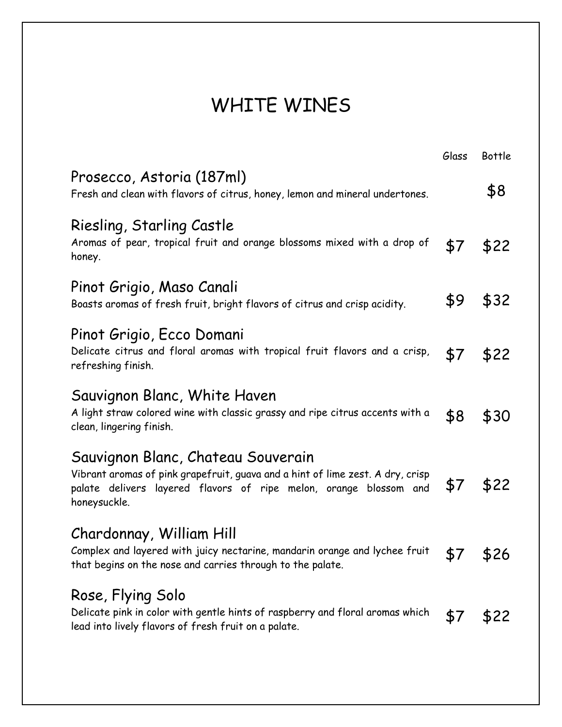# WHITE WINES

| | Glass | Bottle |
|---|---|---|
| **Prosecco, Astoria (187ml)**<br>Fresh and clean with flavors of citrus, honey, lemon and mineral undertones. | | $8 |
| **Riesling, Starling Castle**<br>Aromas of pear, tropical fruit and orange blossoms mixed with a drop of honey. | $7 | $22 |
| **Pinot Grigio, Maso Canali**<br>Boasts aromas of fresh fruit, bright flavors of citrus and crisp acidity. | $9 | $32 |
| **Pinot Grigio, Ecco Domani**<br>Delicate citrus and floral aromas with tropical fruit flavors and a crisp, refreshing finish. | $7 | $22 |
| **Sauvignon Blanc, White Haven**<br>A light straw colored wine with classic grassy and ripe citrus accents with a clean, lingering finish. | $8 | $30 |
| **Sauvignon Blanc, Chateau Souverain**<br>Vibrant aromas of pink grapefruit, guava and a hint of lime zest. A dry, crisp palate delivers layered flavors of ripe melon, orange blossom and honeysuckle. | $7 | $22 |
| **Chardonnay, William Hill**<br>Complex and layered with juicy nectarine, mandarin orange and lychee fruit that begins on the nose and carries through to the palate. | $7 | $26 |
| **Rose, Flying Solo**<br>Delicate pink in color with gentle hints of raspberry and floral aromas which lead into lively flavors of fresh fruit on a palate. | $7 | $22 |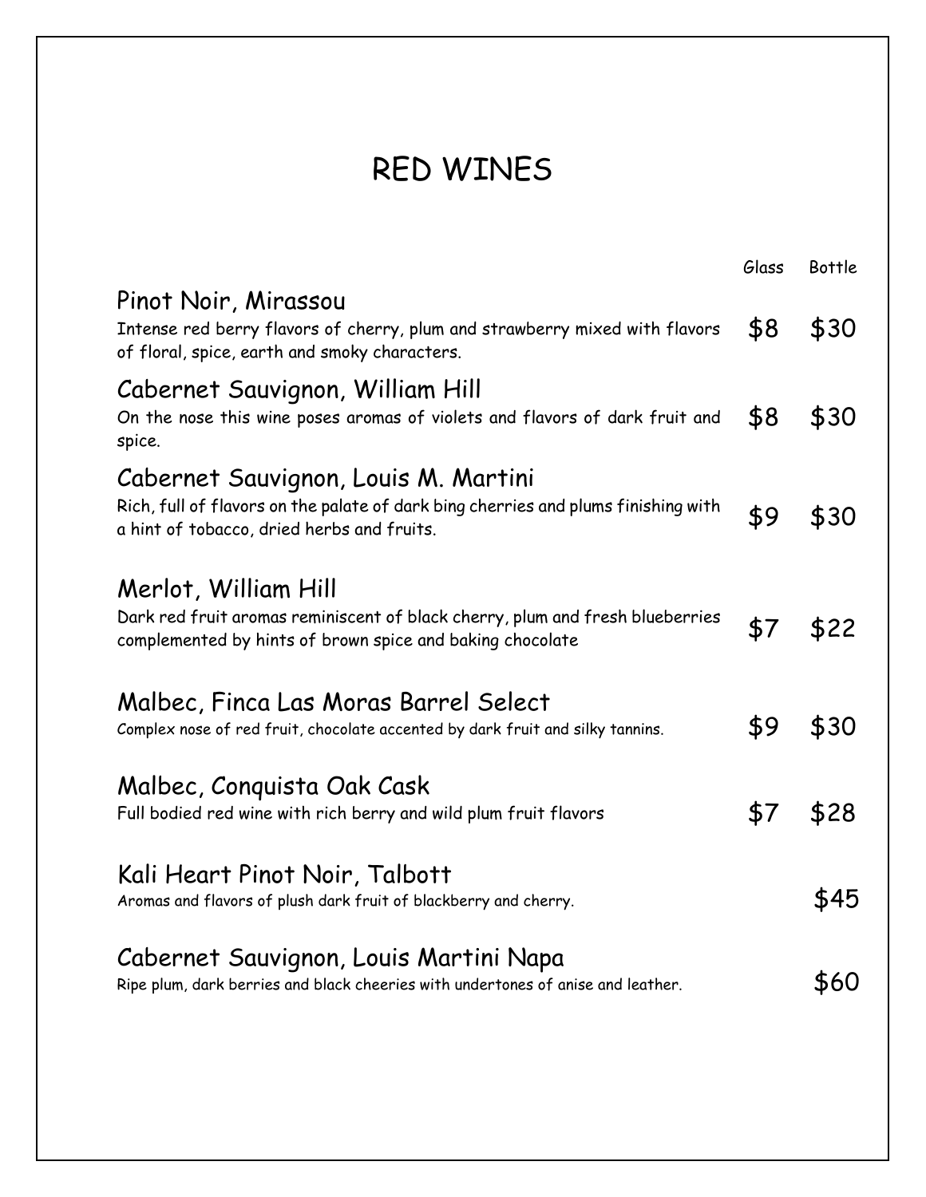# RED WINES

| | Glass | Bottle |
|---|---|---|
| **Pinot Noir, Mirassou**<br>Intense red berry flavors of cherry, plum and strawberry mixed with flavors of floral, spice, earth and smoky characters. | $8 | $30 |
| **Cabernet Sauvignon, William Hill**<br>On the nose this wine poses aromas of violets and flavors of dark fruit and spice. | $8 | $30 |
| **Cabernet Sauvignon, Louis M. Martini**<br>Rich, full of flavors on the palate of dark bing cherries and plums finishing with a hint of tobacco, dried herbs and fruits. | $9 | $30 |
| **Merlot, William Hill**<br>Dark red fruit aromas reminiscent of black cherry, plum and fresh blueberries complemented by hints of brown spice and baking chocolate | $7 | $22 |
| **Malbec, Finca Las Moras Barrel Select**<br>Complex nose of red fruit, chocolate accented by dark fruit and silky tannins. | $9 | $30 |
| **Malbec, Conquista Oak Cask**<br>Full bodied red wine with rich berry and wild plum fruit flavors | $7 | $28 |
| **Kali Heart Pinot Noir, Talbott**<br>Aromas and flavors of plush dark fruit of blackberry and cherry. | | $45 |
| **Cabernet Sauvignon, Louis Martini Napa**<br>Ripe plum, dark berries and black cheeries with undertones of anise and leather. | | $60 |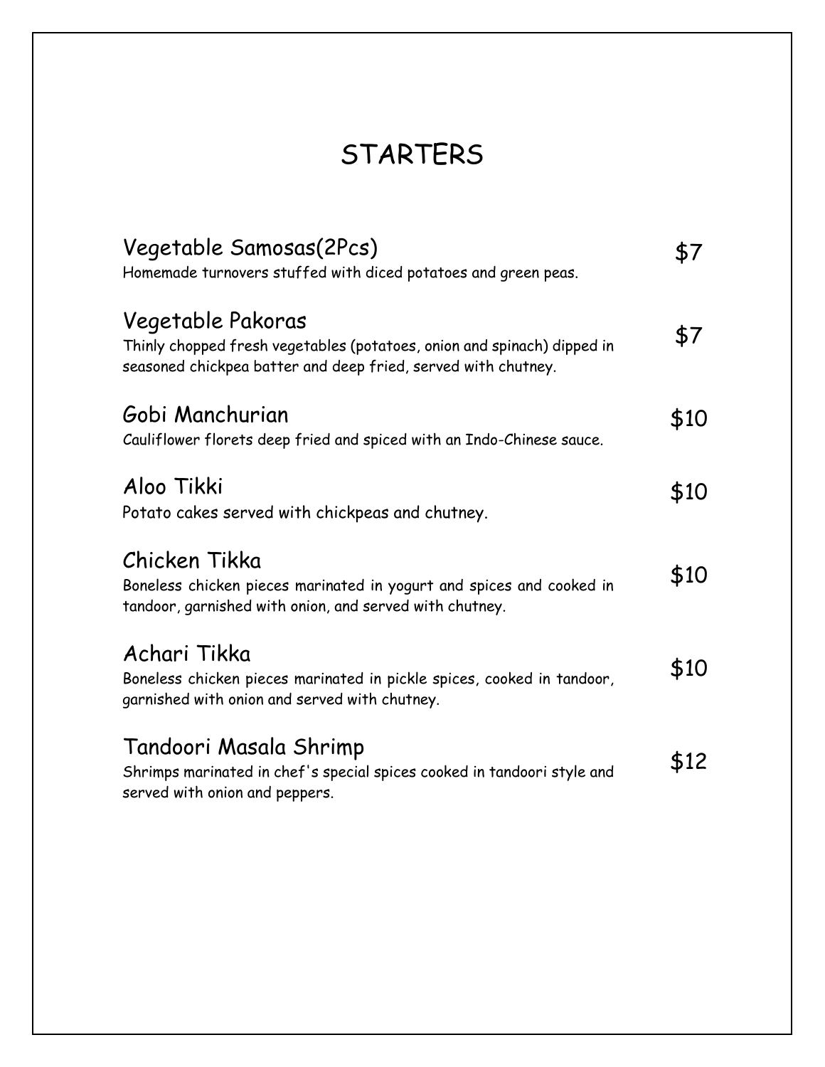# STARTERS

**Vegetable Samosas(2Pcs)** — $7
Homemade turnovers stuffed with diced potatoes and green peas.

**Vegetable Pakoras** — $7
Thinly chopped fresh vegetables (potatoes, onion and spinach) dipped in seasoned chickpea batter and deep fried, served with chutney.

**Gobi Manchurian** — $10
Cauliflower florets deep fried and spiced with an Indo-Chinese sauce.

**Aloo Tikki** — $10
Potato cakes served with chickpeas and chutney.

**Chicken Tikka** — $10
Boneless chicken pieces marinated in yogurt and spices and cooked in tandoor, garnished with onion, and served with chutney.

**Achari Tikka** — $10
Boneless chicken pieces marinated in pickle spices, cooked in tandoor, garnished with onion and served with chutney.

**Tandoori Masala Shrimp** — $12
Shrimps marinated in chef's special spices cooked in tandoori style and served with onion and peppers.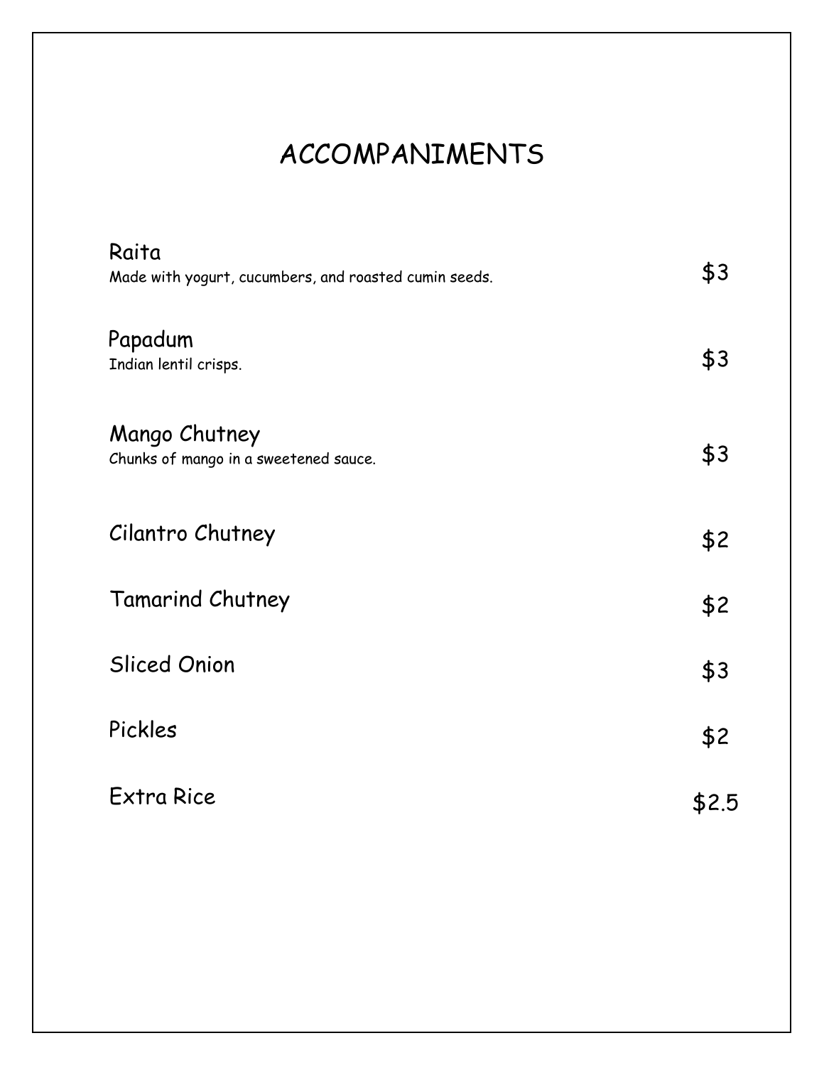# ACCOMPANIMENTS

**Raita** — $3
Made with yogurt, cucumbers, and roasted cumin seeds.

**Papadum** — $3
Indian lentil crisps.

**Mango Chutney** — $3
Chunks of mango in a sweetened sauce.

**Cilantro Chutney** — $2

**Tamarind Chutney** — $2

**Sliced Onion** — $3

**Pickles** — $2

**Extra Rice** — $2.5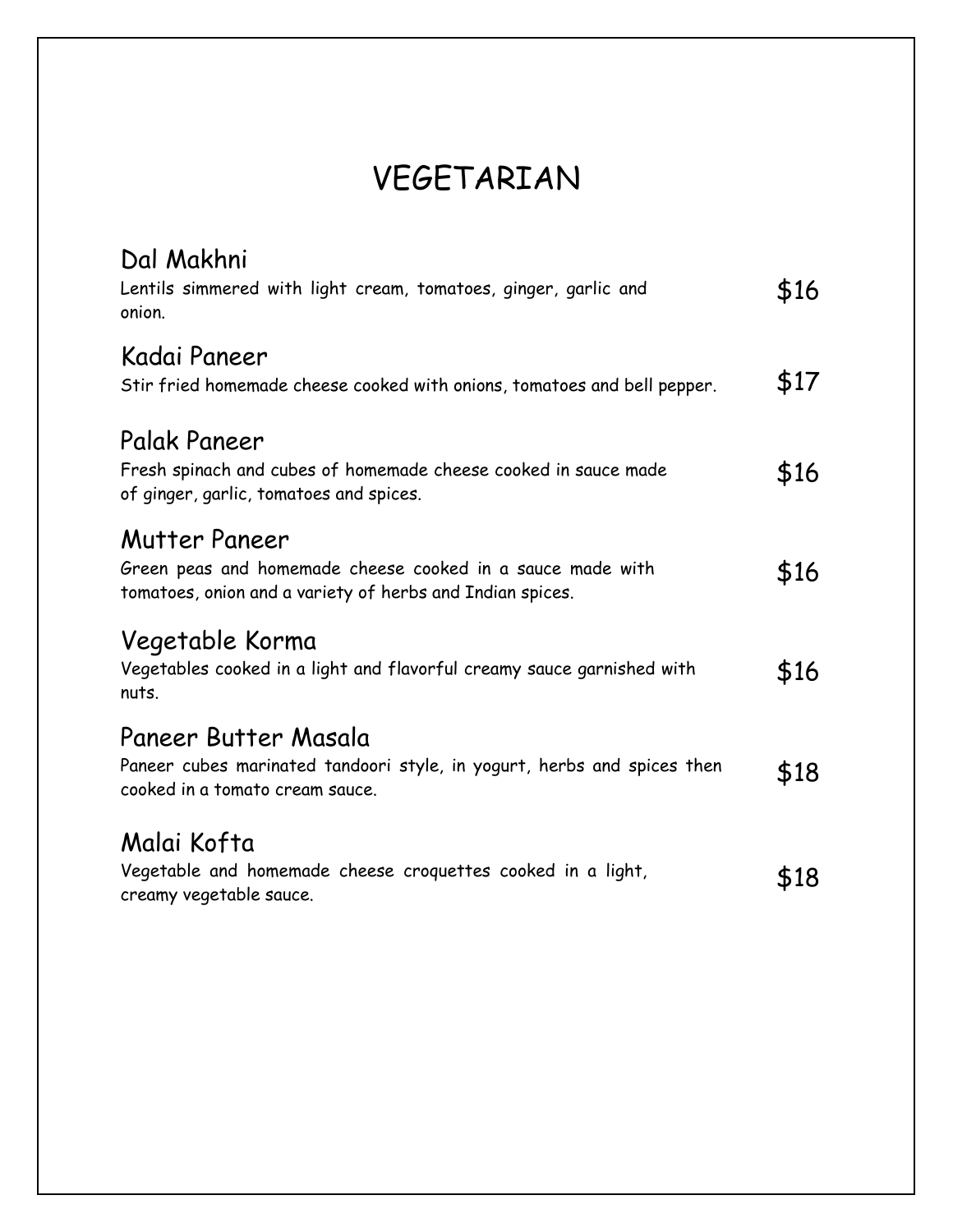# VEGETARIAN

## Dal Makhni

Lentils simmered with light cream, tomatoes, ginger, garlic and onion.

$16

## Kadai Paneer

Stir fried homemade cheese cooked with onions, tomatoes and bell pepper.

$17

## Palak Paneer

Fresh spinach and cubes of homemade cheese cooked in sauce made of ginger, garlic, tomatoes and spices.

$16

## Mutter Paneer

Green peas and homemade cheese cooked in a sauce made with tomatoes, onion and a variety of herbs and Indian spices.

$16

## Vegetable Korma

Vegetables cooked in a light and flavorful creamy sauce garnished with nuts.

$16

## Paneer Butter Masala

Paneer cubes marinated tandoori style, in yogurt, herbs and spices then cooked in a tomato cream sauce.

$18

## Malai Kofta

Vegetable and homemade cheese croquettes cooked in a light, creamy vegetable sauce.

$18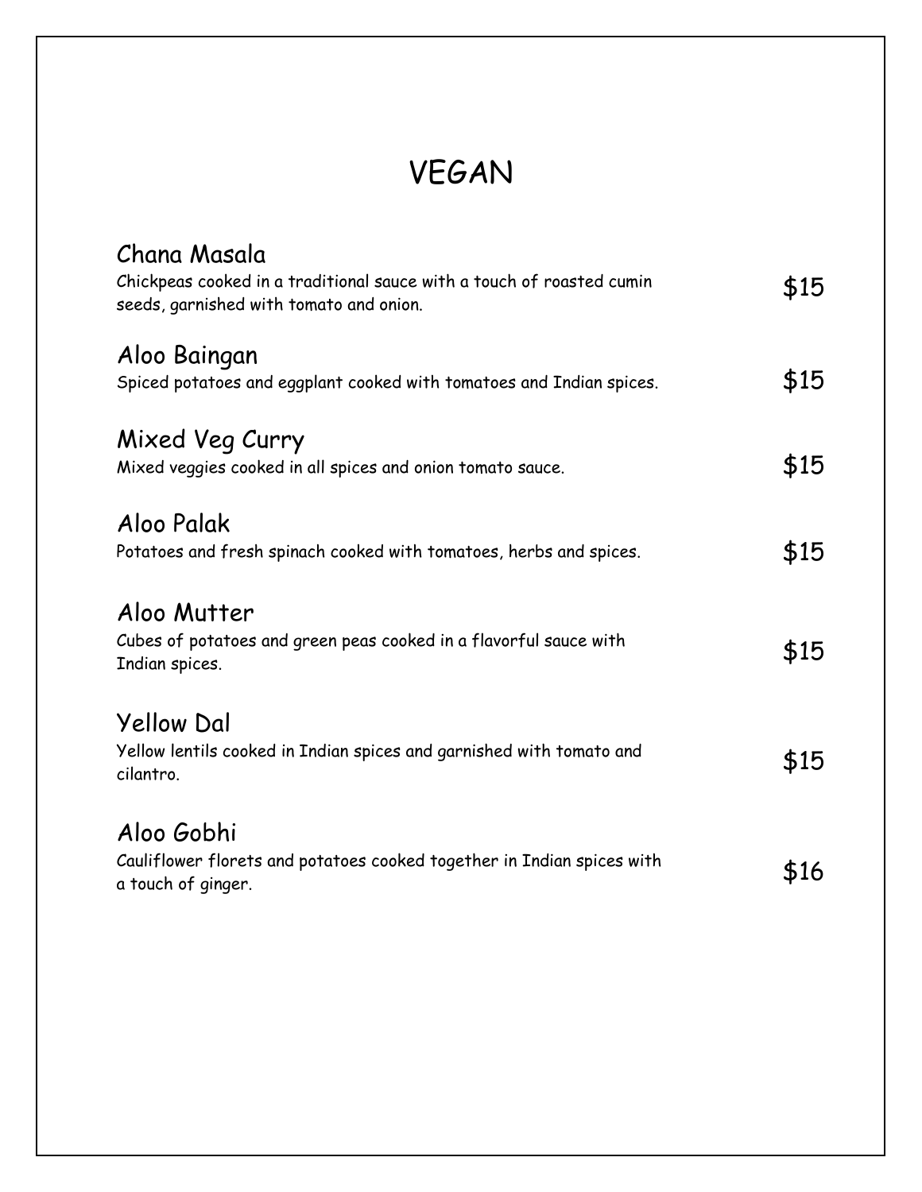# VEGAN

## Chana Masala

Chickpeas cooked in a traditional sauce with a touch of roasted cumin seeds, garnished with tomato and onion.

$15

## Aloo Baingan

Spiced potatoes and eggplant cooked with tomatoes and Indian spices.

$15

## Mixed Veg Curry

Mixed veggies cooked in all spices and onion tomato sauce.

$15

## Aloo Palak

Potatoes and fresh spinach cooked with tomatoes, herbs and spices.

$15

## Aloo Mutter

Cubes of potatoes and green peas cooked in a flavorful sauce with Indian spices.

$15

## Yellow Dal

Yellow lentils cooked in Indian spices and garnished with tomato and cilantro.

$15

## Aloo Gobhi

Cauliflower florets and potatoes cooked together in Indian spices with a touch of ginger.

$16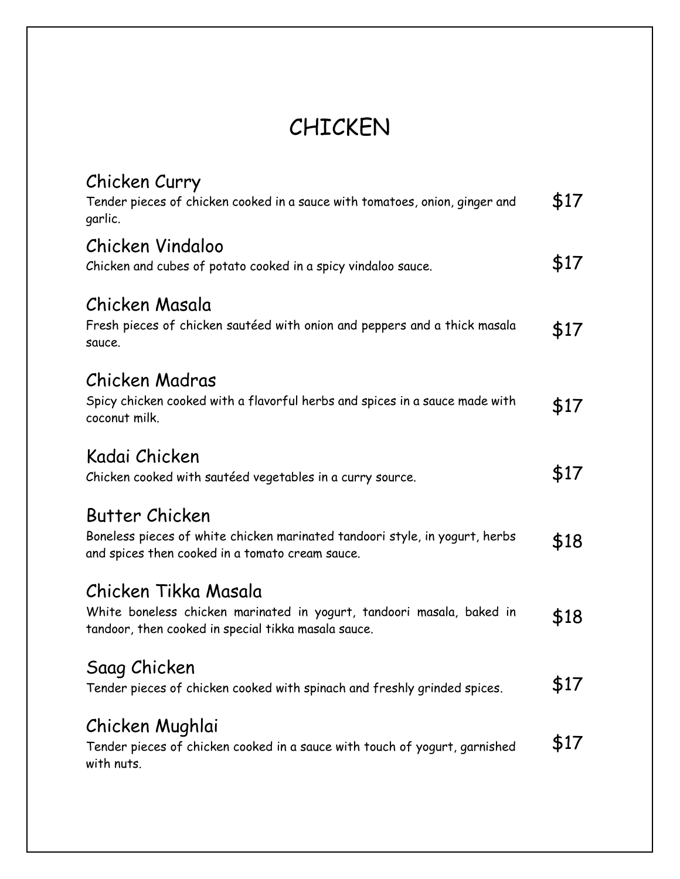# CHICKEN

## Chicken Curry

Tender pieces of chicken cooked in a sauce with tomatoes, onion, ginger and garlic. **$17**

## Chicken Vindaloo

Chicken and cubes of potato cooked in a spicy vindaloo sauce. **$17**

## Chicken Masala

Fresh pieces of chicken sautéed with onion and peppers and a thick masala sauce. **$17**

## Chicken Madras

Spicy chicken cooked with a flavorful herbs and spices in a sauce made with coconut milk. **$17**

## Kadai Chicken

Chicken cooked with sautéed vegetables in a curry source. **$17**

## Butter Chicken

Boneless pieces of white chicken marinated tandoori style, in yogurt, herbs and spices then cooked in a tomato cream sauce. **$18**

## Chicken Tikka Masala

White boneless chicken marinated in yogurt, tandoori masala, baked in tandoor, then cooked in special tikka masala sauce. **$18**

## Saag Chicken

Tender pieces of chicken cooked with spinach and freshly grinded spices. **$17**

## Chicken Mughlai

Tender pieces of chicken cooked in a sauce with touch of yogurt, garnished with nuts. **$17**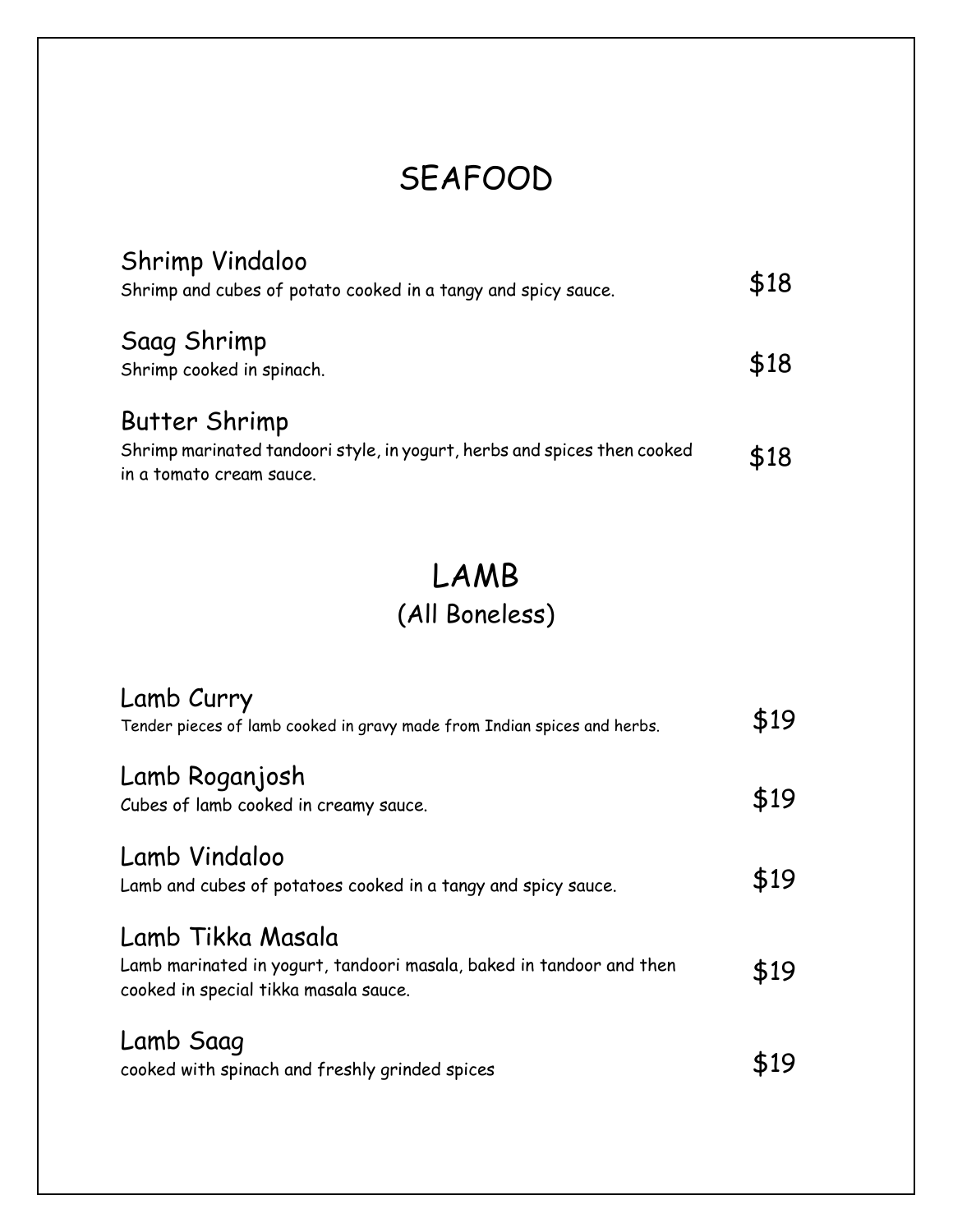# SEAFOOD

**Shrimp Vindaloo** — $18
Shrimp and cubes of potato cooked in a tangy and spicy sauce.

**Saag Shrimp** — $18
Shrimp cooked in spinach.

**Butter Shrimp** — $18
Shrimp marinated tandoori style, in yogurt, herbs and spices then cooked in a tomato cream sauce.

# LAMB
## (All Boneless)

**Lamb Curry** — $19
Tender pieces of lamb cooked in gravy made from Indian spices and herbs.

**Lamb Roganjosh** — $19
Cubes of lamb cooked in creamy sauce.

**Lamb Vindaloo** — $19
Lamb and cubes of potatoes cooked in a tangy and spicy sauce.

**Lamb Tikka Masala** — $19
Lamb marinated in yogurt, tandoori masala, baked in tandoor and then cooked in special tikka masala sauce.

**Lamb Saag** — $19
cooked with spinach and freshly grinded spices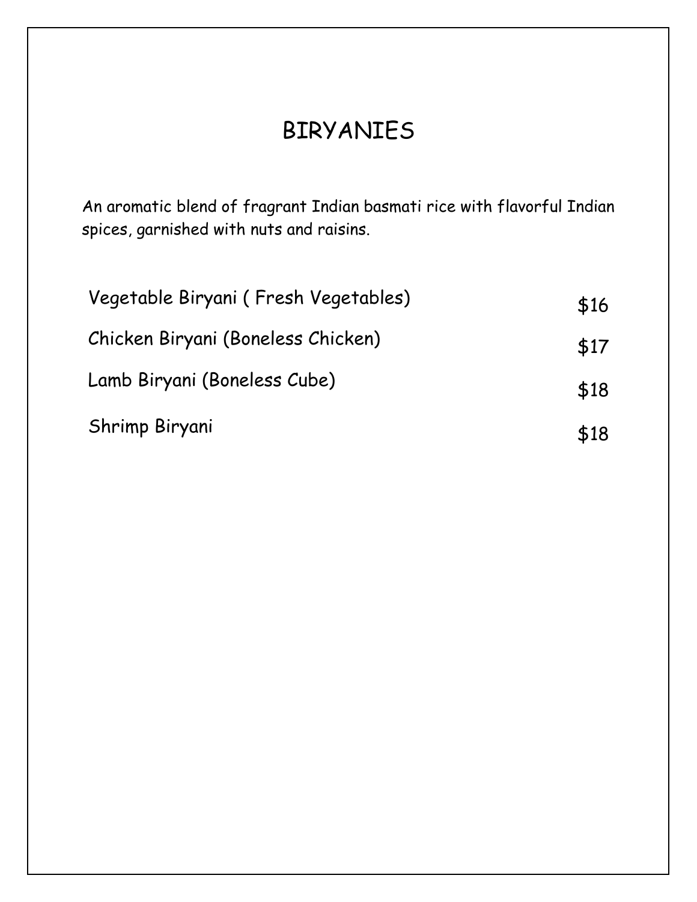# BIRYANIES

An aromatic blend of fragrant Indian basmati rice with flavorful Indian spices, garnished with nuts and raisins.

| Item | Price |
| --- | --- |
| Vegetable Biryani ( Fresh Vegetables) | $16 |
| Chicken Biryani (Boneless Chicken) | $17 |
| Lamb Biryani (Boneless Cube) | $18 |
| Shrimp Biryani | $18 |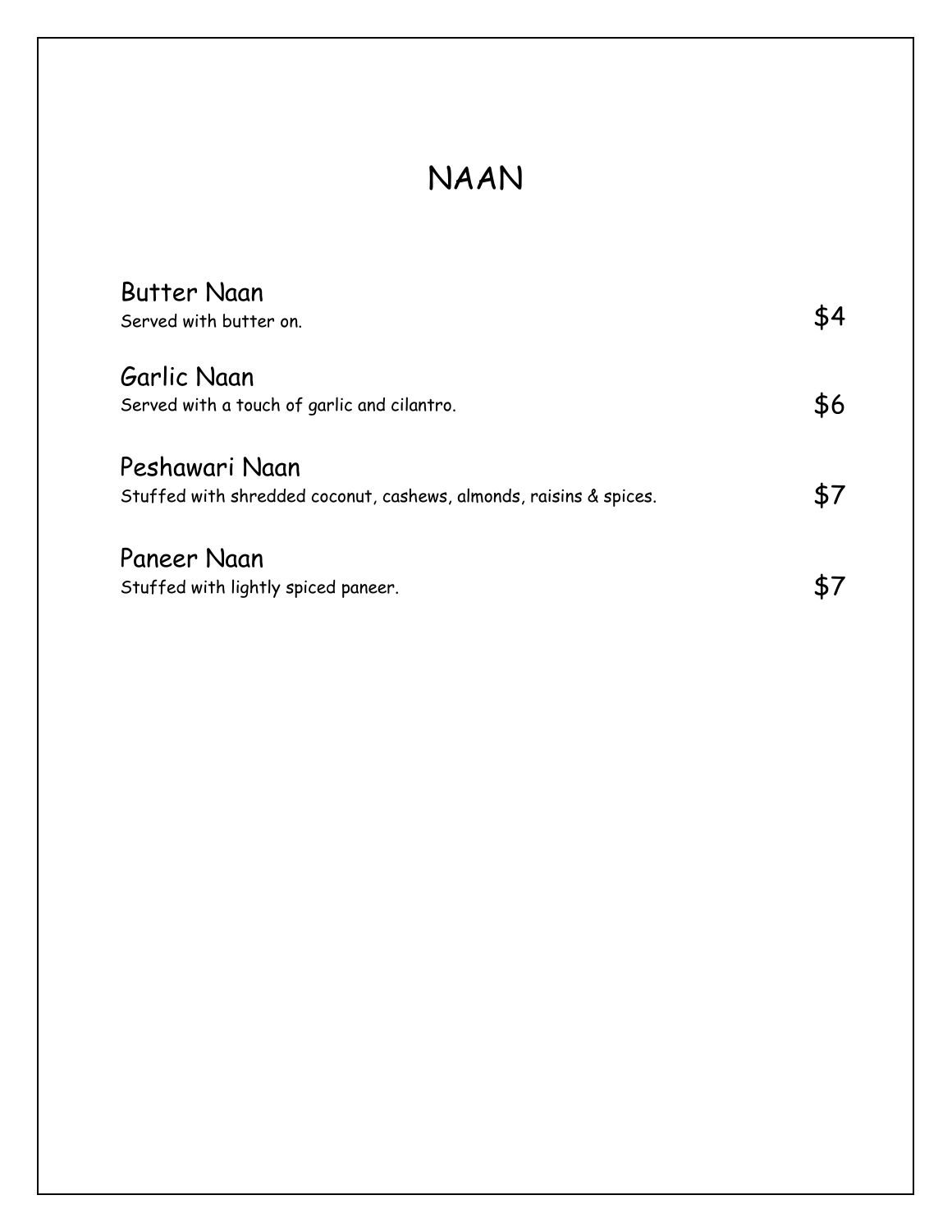# NAAN

**Butter Naan**
Served with butter on. $4

**Garlic Naan**
Served with a touch of garlic and cilantro. $6

**Peshawari Naan**
Stuffed with shredded coconut, cashews, almonds, raisins & spices. $7

**Paneer Naan**
Stuffed with lightly spiced paneer. $7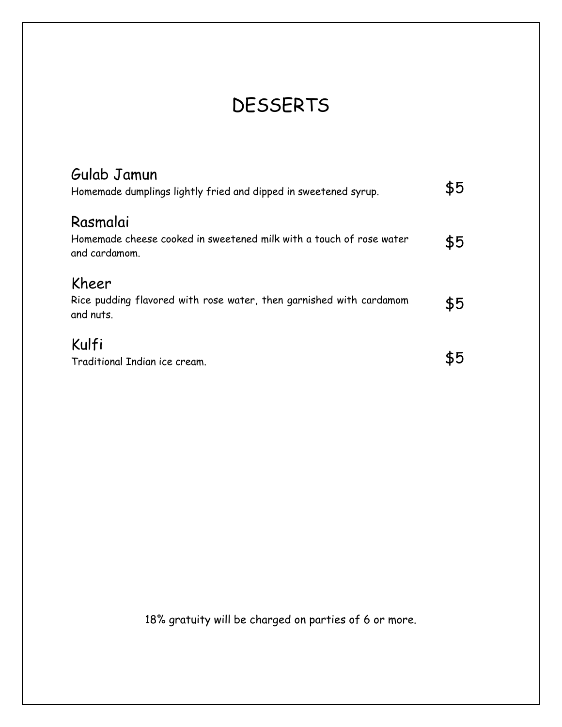# DESSERTS

### Gulab Jamun

Homemade dumplings lightly fried and dipped in sweetened syrup. $5

### Rasmalai

Homemade cheese cooked in sweetened milk with a touch of rose water and cardamom. $5

### Kheer

Rice pudding flavored with rose water, then garnished with cardamom and nuts. $5

### Kulfi

Traditional Indian ice cream. $5

18% gratuity will be charged on parties of 6 or more.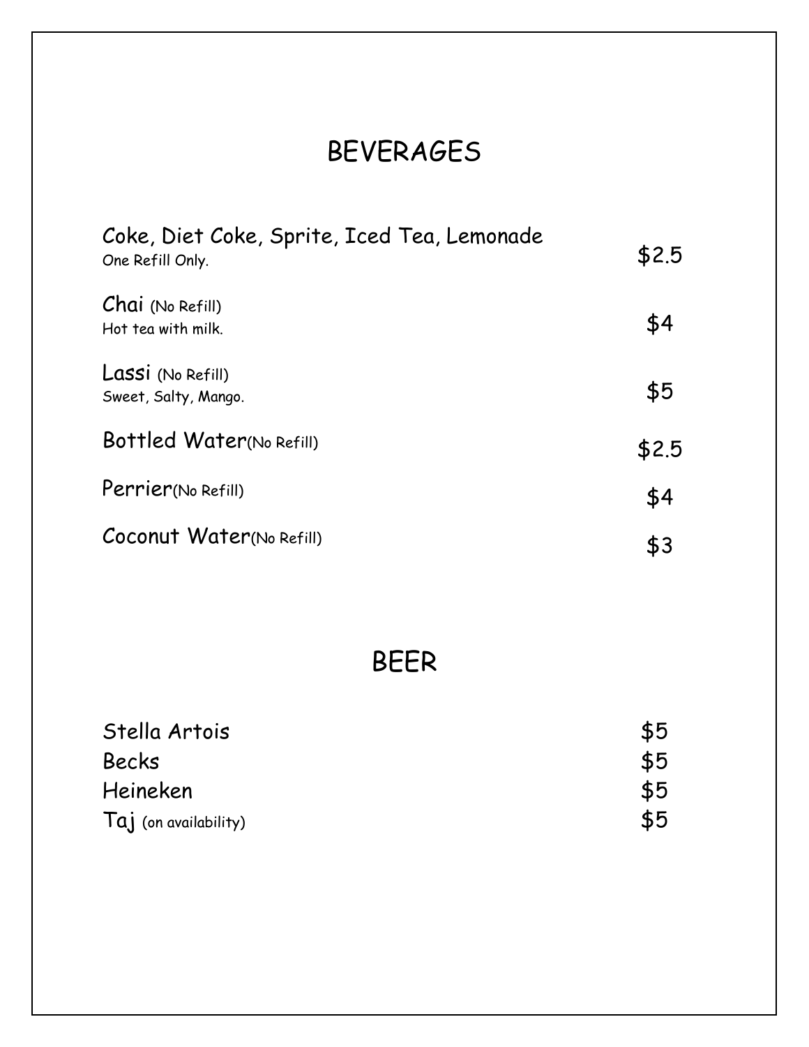# BEVERAGES

| Item | Price |
|---|---|
| Coke, Diet Coke, Sprite, Iced Tea, Lemonade<br>One Refill Only. | $2.5 |
| Chai (No Refill)<br>Hot tea with milk. | $4 |
| Lassi (No Refill)<br>Sweet, Salty, Mango. | $5 |
| Bottled Water(No Refill) | $2.5 |
| Perrier(No Refill) | $4 |
| Coconut Water(No Refill) | $3 |

# BEER

| Item | Price |
|---|---|
| Stella Artois | $5 |
| Becks | $5 |
| Heineken | $5 |
| Taj (on availability) | $5 |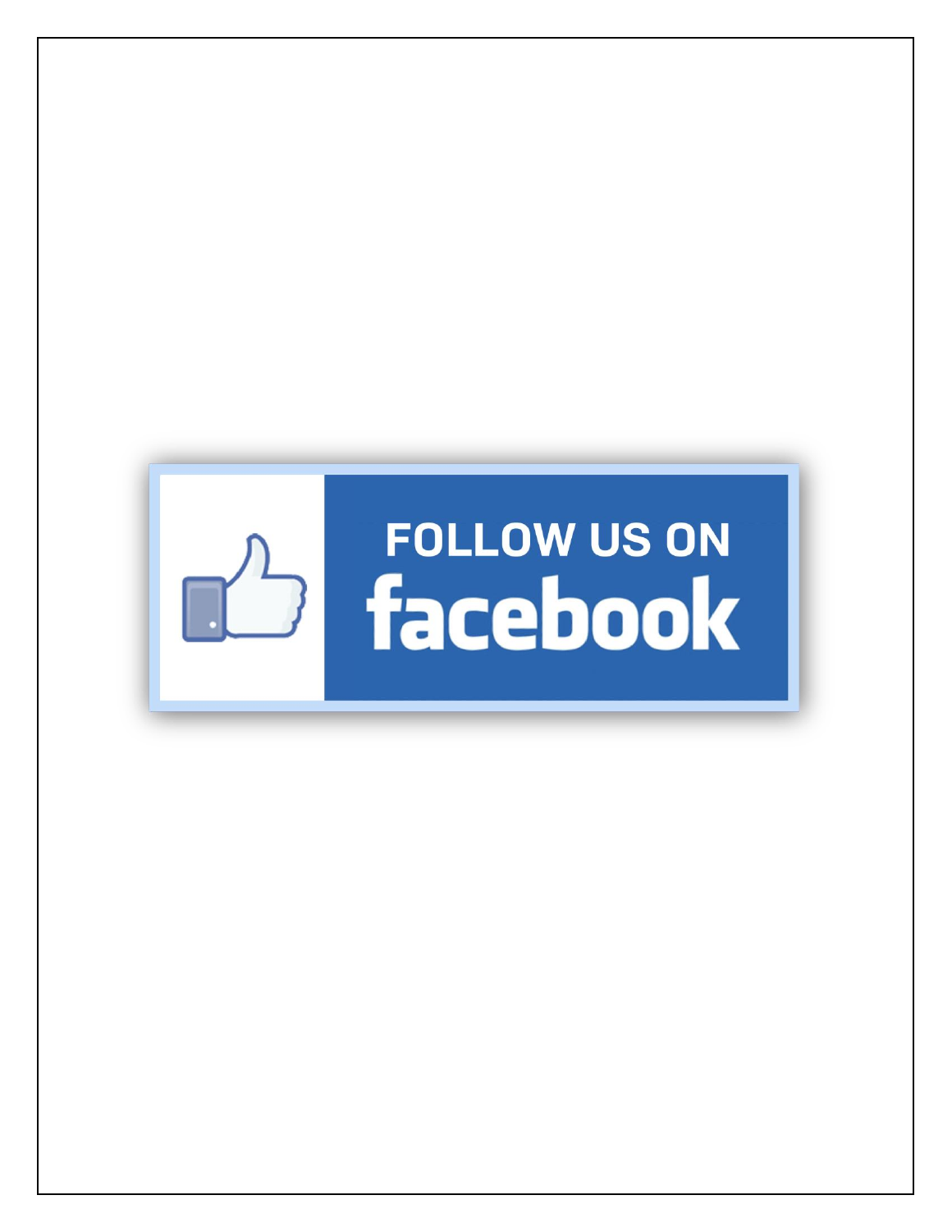FOLLOW US ON

facebook